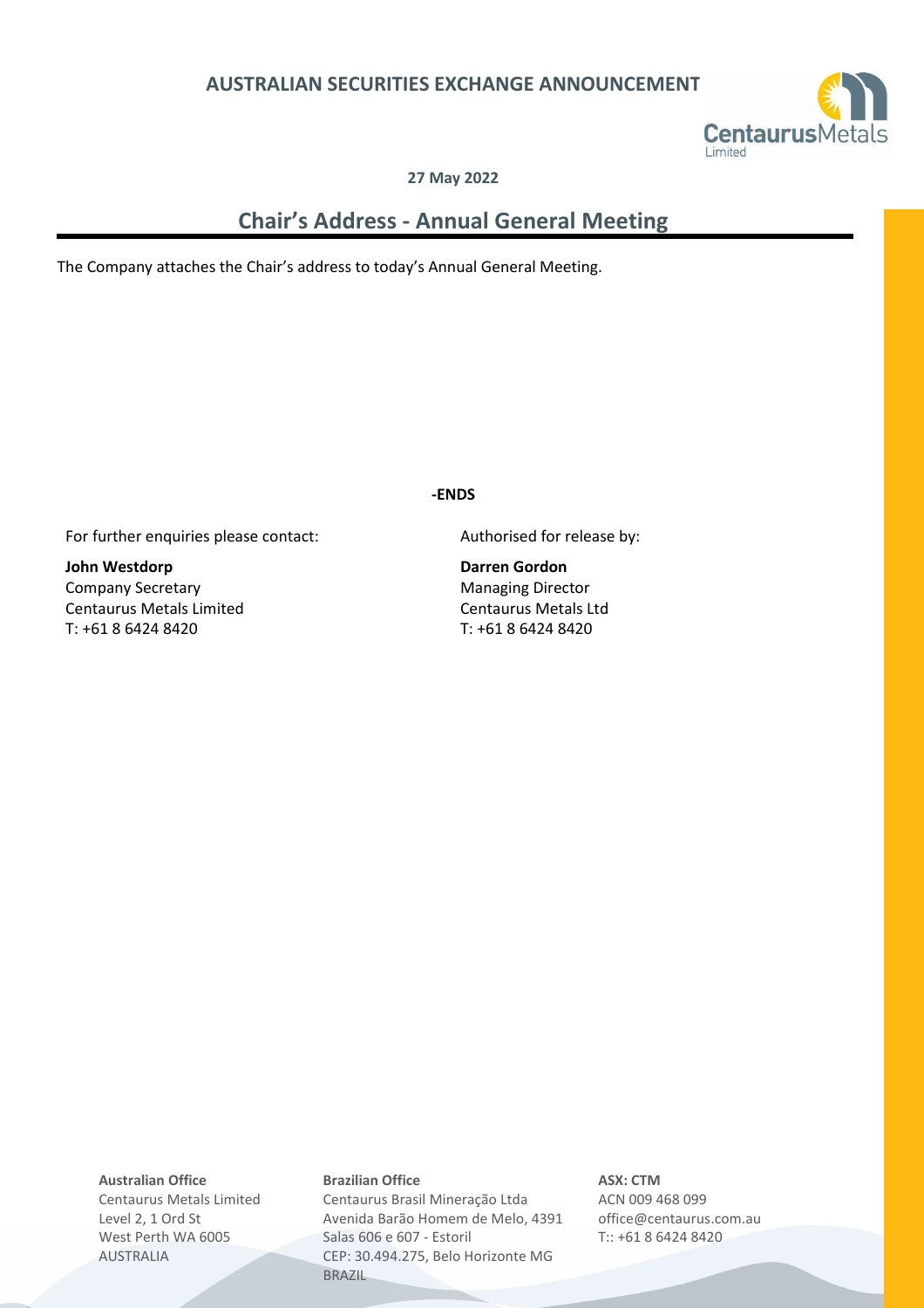**AUSTRALIAN SECURITIES EXCHANGE ANNOUNCEMENT**

**27 May 2022**

# Chair's Address - Annual General Meeting

The Company attaches the Chair's address to today's Annual General Meeting.

**-ENDS**

For further enquiries please contact:

**John Westdorp**
Company Secretary
Centaurus Metals Limited
T: +61 8 6424 8420

Authorised for release by:

**Darren Gordon**
Managing Director
Centaurus Metals Ltd
T: +61 8 6424 8420

**Australian Office**
Centaurus Metals Limited
Level 2, 1 Ord St
West Perth WA 6005
AUSTRALIA

**Brazilian Office**
Centaurus Brasil Mineração Ltda
Avenida Barão Homem de Melo, 4391
Salas 606 e 607 - Estoril
CEP: 30.494.275, Belo Horizonte MG
BRAZIL

**ASX: CTM**
ACN 009 468 099
office@centaurus.com.au
T:: +61 8 6424 8420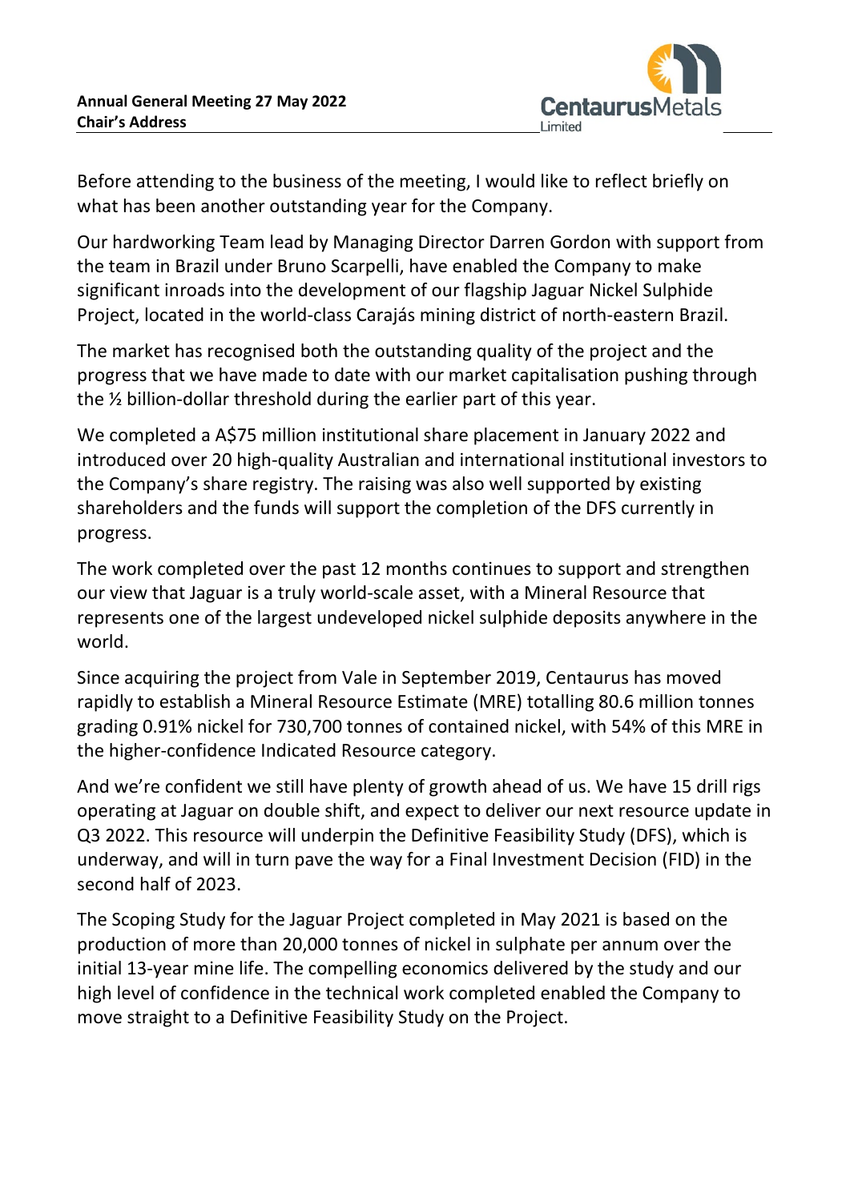**Annual General Meeting 27 May 2022**
**Chair's Address**

Before attending to the business of the meeting, I would like to reflect briefly on what has been another outstanding year for the Company.

Our hardworking Team lead by Managing Director Darren Gordon with support from the team in Brazil under Bruno Scarpelli, have enabled the Company to make significant inroads into the development of our flagship Jaguar Nickel Sulphide Project, located in the world-class Carajás mining district of north-eastern Brazil.

The market has recognised both the outstanding quality of the project and the progress that we have made to date with our market capitalisation pushing through the ½ billion-dollar threshold during the earlier part of this year.

We completed a A$75 million institutional share placement in January 2022 and introduced over 20 high-quality Australian and international institutional investors to the Company's share registry. The raising was also well supported by existing shareholders and the funds will support the completion of the DFS currently in progress.

The work completed over the past 12 months continues to support and strengthen our view that Jaguar is a truly world-scale asset, with a Mineral Resource that represents one of the largest undeveloped nickel sulphide deposits anywhere in the world.

Since acquiring the project from Vale in September 2019, Centaurus has moved rapidly to establish a Mineral Resource Estimate (MRE) totalling 80.6 million tonnes grading 0.91% nickel for 730,700 tonnes of contained nickel, with 54% of this MRE in the higher-confidence Indicated Resource category.

And we're confident we still have plenty of growth ahead of us. We have 15 drill rigs operating at Jaguar on double shift, and expect to deliver our next resource update in Q3 2022. This resource will underpin the Definitive Feasibility Study (DFS), which is underway, and will in turn pave the way for a Final Investment Decision (FID) in the second half of 2023.

The Scoping Study for the Jaguar Project completed in May 2021 is based on the production of more than 20,000 tonnes of nickel in sulphate per annum over the initial 13-year mine life. The compelling economics delivered by the study and our high level of confidence in the technical work completed enabled the Company to move straight to a Definitive Feasibility Study on the Project.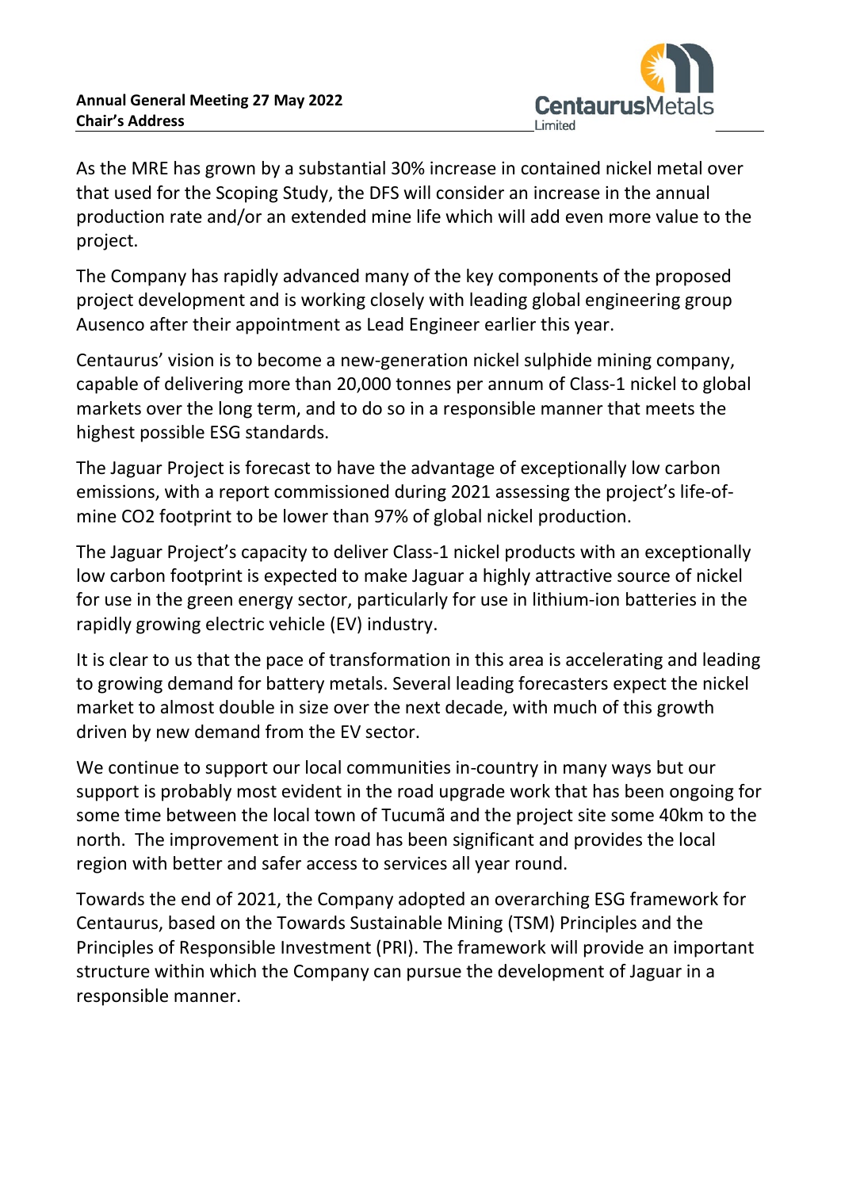As the MRE has grown by a substantial 30% increase in contained nickel metal over that used for the Scoping Study, the DFS will consider an increase in the annual production rate and/or an extended mine life which will add even more value to the project.

The Company has rapidly advanced many of the key components of the proposed project development and is working closely with leading global engineering group Ausenco after their appointment as Lead Engineer earlier this year.

Centaurus' vision is to become a new-generation nickel sulphide mining company, capable of delivering more than 20,000 tonnes per annum of Class-1 nickel to global markets over the long term, and to do so in a responsible manner that meets the highest possible ESG standards.

The Jaguar Project is forecast to have the advantage of exceptionally low carbon emissions, with a report commissioned during 2021 assessing the project's life-of-mine $CO_2$ footprint to be lower than 97% of global nickel production.

The Jaguar Project's capacity to deliver Class-1 nickel products with an exceptionally low carbon footprint is expected to make Jaguar a highly attractive source of nickel for use in the green energy sector, particularly for use in lithium-ion batteries in the rapidly growing electric vehicle (EV) industry.

It is clear to us that the pace of transformation in this area is accelerating and leading to growing demand for battery metals. Several leading forecasters expect the nickel market to almost double in size over the next decade, with much of this growth driven by new demand from the EV sector.

We continue to support our local communities in-country in many ways but our support is probably most evident in the road upgrade work that has been ongoing for some time between the local town of Tucumã and the project site some 40km to the north. The improvement in the road has been significant and provides the local region with better and safer access to services all year round.

Towards the end of 2021, the Company adopted an overarching ESG framework for Centaurus, based on the Towards Sustainable Mining (TSM) Principles and the Principles of Responsible Investment (PRI). The framework will provide an important structure within which the Company can pursue the development of Jaguar in a responsible manner.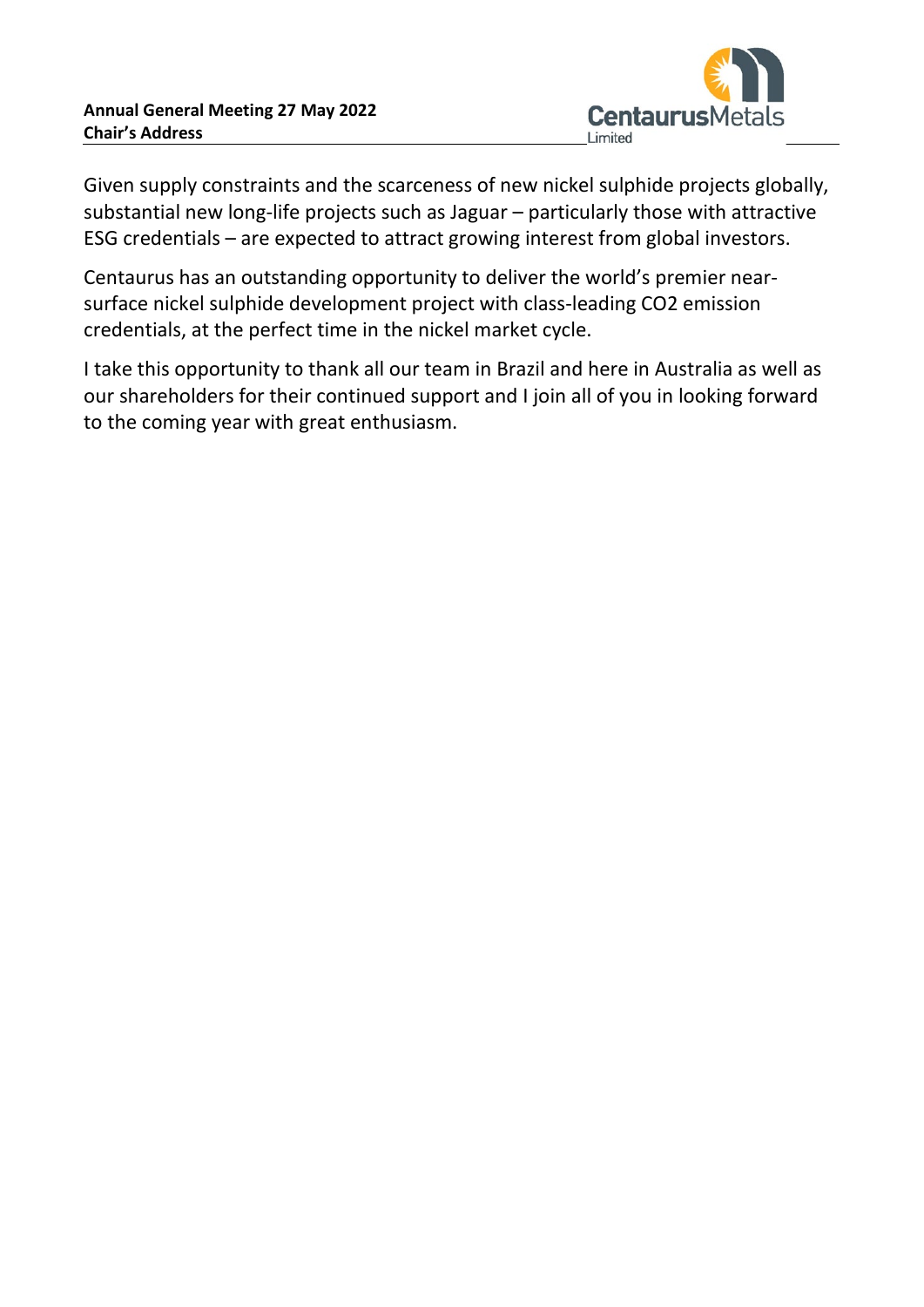Given supply constraints and the scarceness of new nickel sulphide projects globally, substantial new long-life projects such as Jaguar – particularly those with attractive ESG credentials – are expected to attract growing interest from global investors.

Centaurus has an outstanding opportunity to deliver the world's premier near-surface nickel sulphide development project with class-leading $CO_2$ emission credentials, at the perfect time in the nickel market cycle.

I take this opportunity to thank all our team in Brazil and here in Australia as well as our shareholders for their continued support and I join all of you in looking forward to the coming year with great enthusiasm.